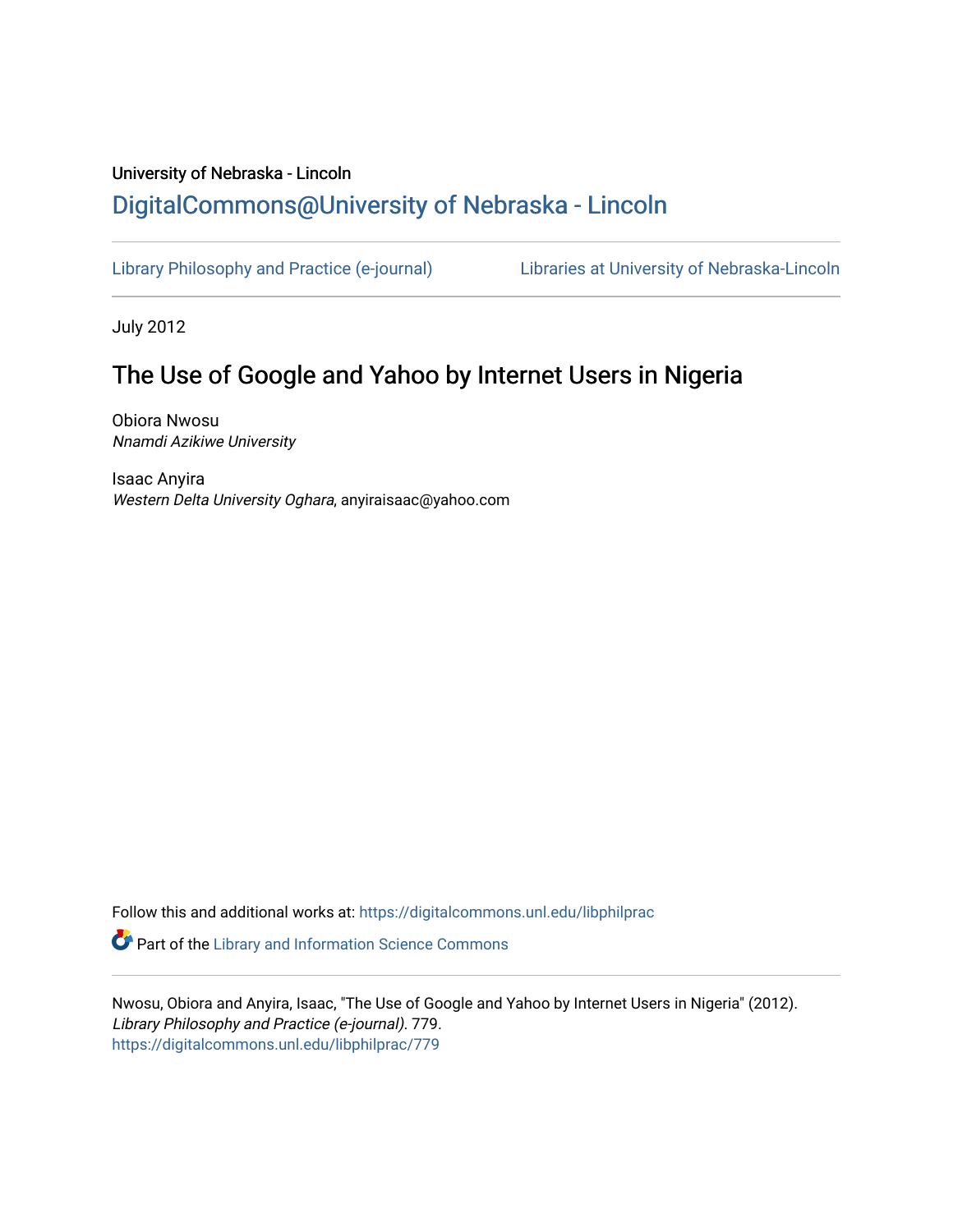University of Nebraska - Lincoln

DigitalCommons@University of Nebraska - Lincoln

Library Philosophy and Practice (e-journal)    Libraries at University of Nebraska-Lincoln

July 2012

# The Use of Google and Yahoo by Internet Users in Nigeria

Obiora Nwosu
*Nnamdi Azikiwe University*

Isaac Anyira
*Western Delta University Oghara*, anyiraisaac@yahoo.com

Follow this and additional works at: https://digitalcommons.unl.edu/libphilprac

Part of the Library and Information Science Commons

Nwosu, Obiora and Anyira, Isaac, "The Use of Google and Yahoo by Internet Users in Nigeria" (2012). *Library Philosophy and Practice (e-journal)*. 779.
https://digitalcommons.unl.edu/libphilprac/779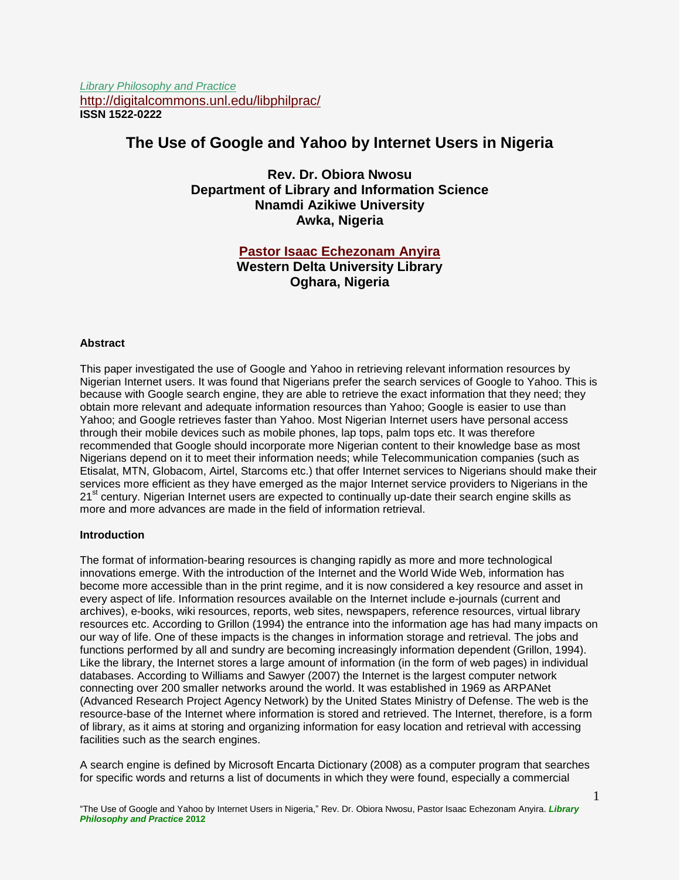*Library Philosophy and Practice*
http://digitalcommons.unl.edu/libphilprac/
**ISSN 1522-0222**

# The Use of Google and Yahoo by Internet Users in Nigeria

**Rev. Dr. Obiora Nwosu**
**Department of Library and Information Science**
**Nnamdi Azikiwe University**
**Awka, Nigeria**

**Pastor Isaac Echezonam Anyira**
**Western Delta University Library**
**Oghara, Nigeria**

### Abstract

This paper investigated the use of Google and Yahoo in retrieving relevant information resources by Nigerian Internet users. It was found that Nigerians prefer the search services of Google to Yahoo. This is because with Google search engine, they are able to retrieve the exact information that they need; they obtain more relevant and adequate information resources than Yahoo; Google is easier to use than Yahoo; and Google retrieves faster than Yahoo. Most Nigerian Internet users have personal access through their mobile devices such as mobile phones, lap tops, palm tops etc. It was therefore recommended that Google should incorporate more Nigerian content to their knowledge base as most Nigerians depend on it to meet their information needs; while Telecommunication companies (such as Etisalat, MTN, Globacom, Airtel, Starcoms etc.) that offer Internet services to Nigerians should make their services more efficient as they have emerged as the major Internet service providers to Nigerians in the 21st century. Nigerian Internet users are expected to continually up-date their search engine skills as more and more advances are made in the field of information retrieval.

### Introduction

The format of information-bearing resources is changing rapidly as more and more technological innovations emerge. With the introduction of the Internet and the World Wide Web, information has become more accessible than in the print regime, and it is now considered a key resource and asset in every aspect of life. Information resources available on the Internet include e-journals (current and archives), e-books, wiki resources, reports, web sites, newspapers, reference resources, virtual library resources etc. According to Grillon (1994) the entrance into the information age has had many impacts on our way of life. One of these impacts is the changes in information storage and retrieval. The jobs and functions performed by all and sundry are becoming increasingly information dependent (Grillon, 1994). Like the library, the Internet stores a large amount of information (in the form of web pages) in individual databases. According to Williams and Sawyer (2007) the Internet is the largest computer network connecting over 200 smaller networks around the world. It was established in 1969 as ARPANet (Advanced Research Project Agency Network) by the United States Ministry of Defense. The web is the resource-base of the Internet where information is stored and retrieved. The Internet, therefore, is a form of library, as it aims at storing and organizing information for easy location and retrieval with accessing facilities such as the search engines.

A search engine is defined by Microsoft Encarta Dictionary (2008) as a computer program that searches for specific words and returns a list of documents in which they were found, especially a commercial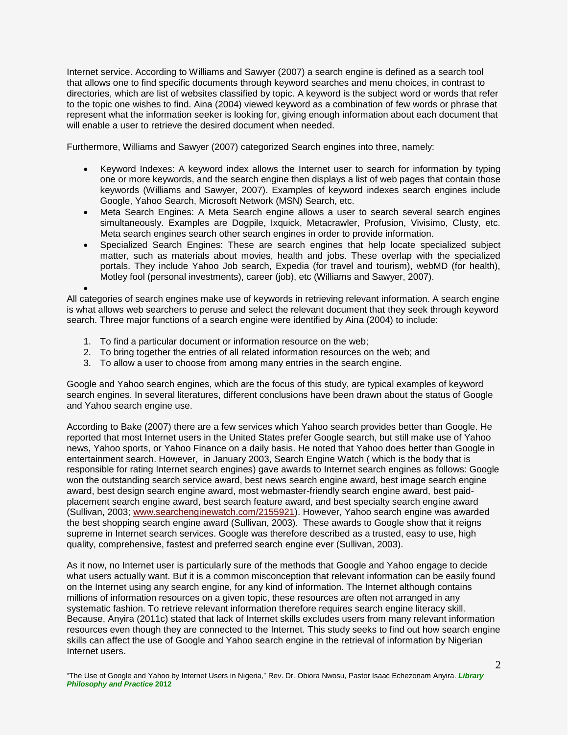Internet service. According to Williams and Sawyer (2007) a search engine is defined as a search tool that allows one to find specific documents through keyword searches and menu choices, in contrast to directories, which are list of websites classified by topic. A keyword is the subject word or words that refer to the topic one wishes to find. Aina (2004) viewed keyword as a combination of few words or phrase that represent what the information seeker is looking for, giving enough information about each document that will enable a user to retrieve the desired document when needed.

Furthermore, Williams and Sawyer (2007) categorized Search engines into three, namely:

- Keyword Indexes: A keyword index allows the Internet user to search for information by typing one or more keywords, and the search engine then displays a list of web pages that contain those keywords (Williams and Sawyer, 2007). Examples of keyword indexes search engines include Google, Yahoo Search, Microsoft Network (MSN) Search, etc.
- Meta Search Engines: A Meta Search engine allows a user to search several search engines simultaneously. Examples are Dogpile, Ixquick, Metacrawler, Profusion, Vivisimo, Clusty, etc. Meta search engines search other search engines in order to provide information.
- Specialized Search Engines: These are search engines that help locate specialized subject matter, such as materials about movies, health and jobs. These overlap with the specialized portals. They include Yahoo Job search, Expedia (for travel and tourism), webMD (for health), Motley fool (personal investments), career (job), etc (Williams and Sawyer, 2007).

All categories of search engines make use of keywords in retrieving relevant information. A search engine is what allows web searchers to peruse and select the relevant document that they seek through keyword search. Three major functions of a search engine were identified by Aina (2004) to include:

1. To find a particular document or information resource on the web;
2. To bring together the entries of all related information resources on the web; and
3. To allow a user to choose from among many entries in the search engine.

Google and Yahoo search engines, which are the focus of this study, are typical examples of keyword search engines. In several literatures, different conclusions have been drawn about the status of Google and Yahoo search engine use.

According to Bake (2007) there are a few services which Yahoo search provides better than Google. He reported that most Internet users in the United States prefer Google search, but still make use of Yahoo news, Yahoo sports, or Yahoo Finance on a daily basis. He noted that Yahoo does better than Google in entertainment search. However, in January 2003, Search Engine Watch ( which is the body that is responsible for rating Internet search engines) gave awards to Internet search engines as follows: Google won the outstanding search service award, best news search engine award, best image search engine award, best design search engine award, most webmaster-friendly search engine award, best paid-placement search engine award, best search feature award, and best specialty search engine award (Sullivan, 2003; www.searchenginewatch.com/2155921). However, Yahoo search engine was awarded the best shopping search engine award (Sullivan, 2003). These awards to Google show that it reigns supreme in Internet search services. Google was therefore described as a trusted, easy to use, high quality, comprehensive, fastest and preferred search engine ever (Sullivan, 2003).

As it now, no Internet user is particularly sure of the methods that Google and Yahoo engage to decide what users actually want. But it is a common misconception that relevant information can be easily found on the Internet using any search engine, for any kind of information. The Internet although contains millions of information resources on a given topic, these resources are often not arranged in any systematic fashion. To retrieve relevant information therefore requires search engine literacy skill. Because, Anyira (2011c) stated that lack of Internet skills excludes users from many relevant information resources even though they are connected to the Internet. This study seeks to find out how search engine skills can affect the use of Google and Yahoo search engine in the retrieval of information by Nigerian Internet users.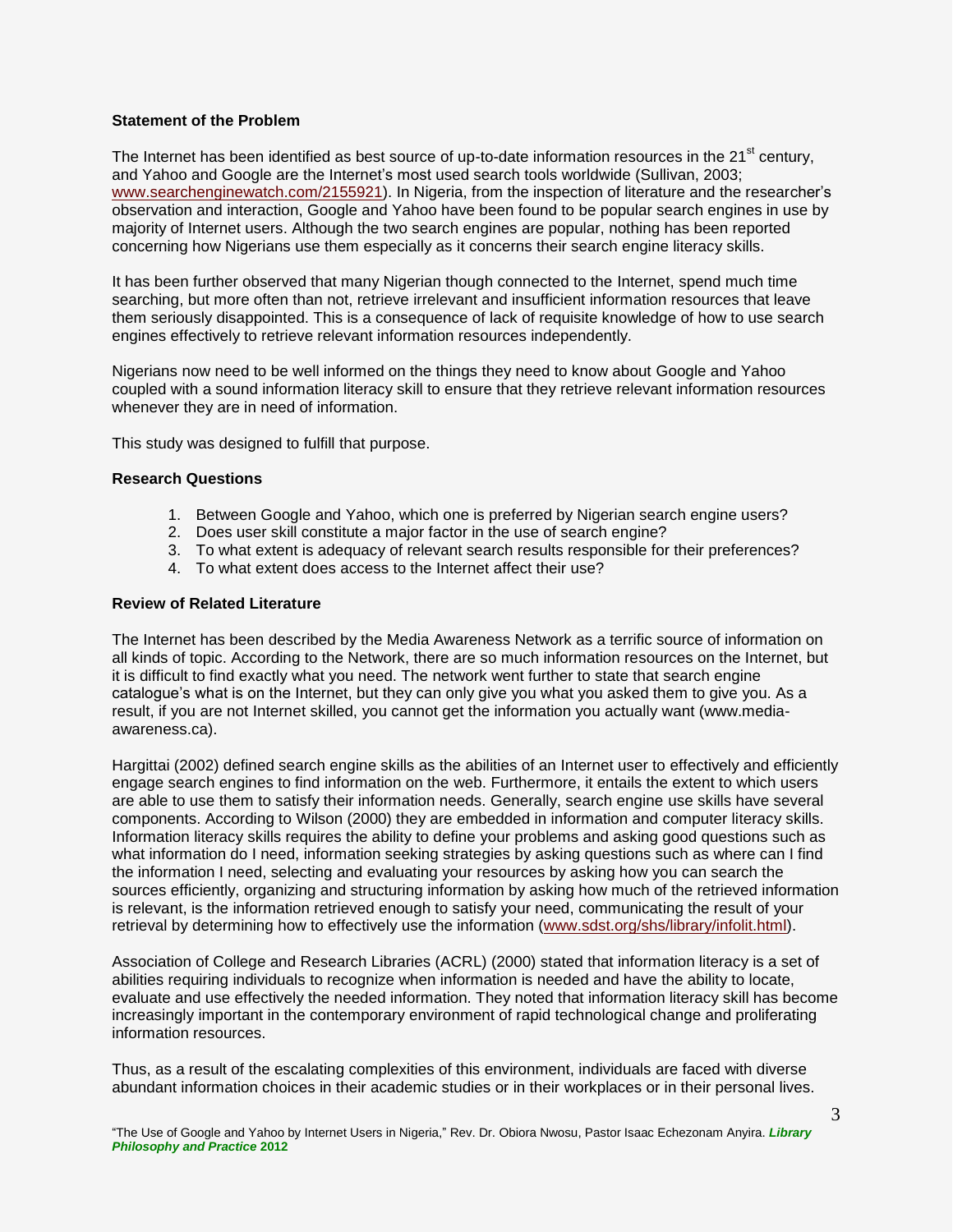### Statement of the Problem

The Internet has been identified as best source of up-to-date information resources in the 21st century, and Yahoo and Google are the Internet's most used search tools worldwide (Sullivan, 2003; www.searchenginewatch.com/2155921). In Nigeria, from the inspection of literature and the researcher's observation and interaction, Google and Yahoo have been found to be popular search engines in use by majority of Internet users. Although the two search engines are popular, nothing has been reported concerning how Nigerians use them especially as it concerns their search engine literacy skills.

It has been further observed that many Nigerian though connected to the Internet, spend much time searching, but more often than not, retrieve irrelevant and insufficient information resources that leave them seriously disappointed. This is a consequence of lack of requisite knowledge of how to use search engines effectively to retrieve relevant information resources independently.

Nigerians now need to be well informed on the things they need to know about Google and Yahoo coupled with a sound information literacy skill to ensure that they retrieve relevant information resources whenever they are in need of information.

This study was designed to fulfill that purpose.

### Research Questions

1. Between Google and Yahoo, which one is preferred by Nigerian search engine users?
2. Does user skill constitute a major factor in the use of search engine?
3. To what extent is adequacy of relevant search results responsible for their preferences?
4. To what extent does access to the Internet affect their use?

### Review of Related Literature

The Internet has been described by the Media Awareness Network as a terrific source of information on all kinds of topic. According to the Network, there are so much information resources on the Internet, but it is difficult to find exactly what you need. The network went further to state that search engine catalogue's what is on the Internet, but they can only give you what you asked them to give you. As a result, if you are not Internet skilled, you cannot get the information you actually want (www.media-awareness.ca).

Hargittai (2002) defined search engine skills as the abilities of an Internet user to effectively and efficiently engage search engines to find information on the web. Furthermore, it entails the extent to which users are able to use them to satisfy their information needs. Generally, search engine use skills have several components. According to Wilson (2000) they are embedded in information and computer literacy skills. Information literacy skills requires the ability to define your problems and asking good questions such as what information do I need, information seeking strategies by asking questions such as where can I find the information I need, selecting and evaluating your resources by asking how you can search the sources efficiently, organizing and structuring information by asking how much of the retrieved information is relevant, is the information retrieved enough to satisfy your need, communicating the result of your retrieval by determining how to effectively use the information (www.sdst.org/shs/library/infolit.html).

Association of College and Research Libraries (ACRL) (2000) stated that information literacy is a set of abilities requiring individuals to recognize when information is needed and have the ability to locate, evaluate and use effectively the needed information. They noted that information literacy skill has become increasingly important in the contemporary environment of rapid technological change and proliferating information resources.

Thus, as a result of the escalating complexities of this environment, individuals are faced with diverse abundant information choices in their academic studies or in their workplaces or in their personal lives.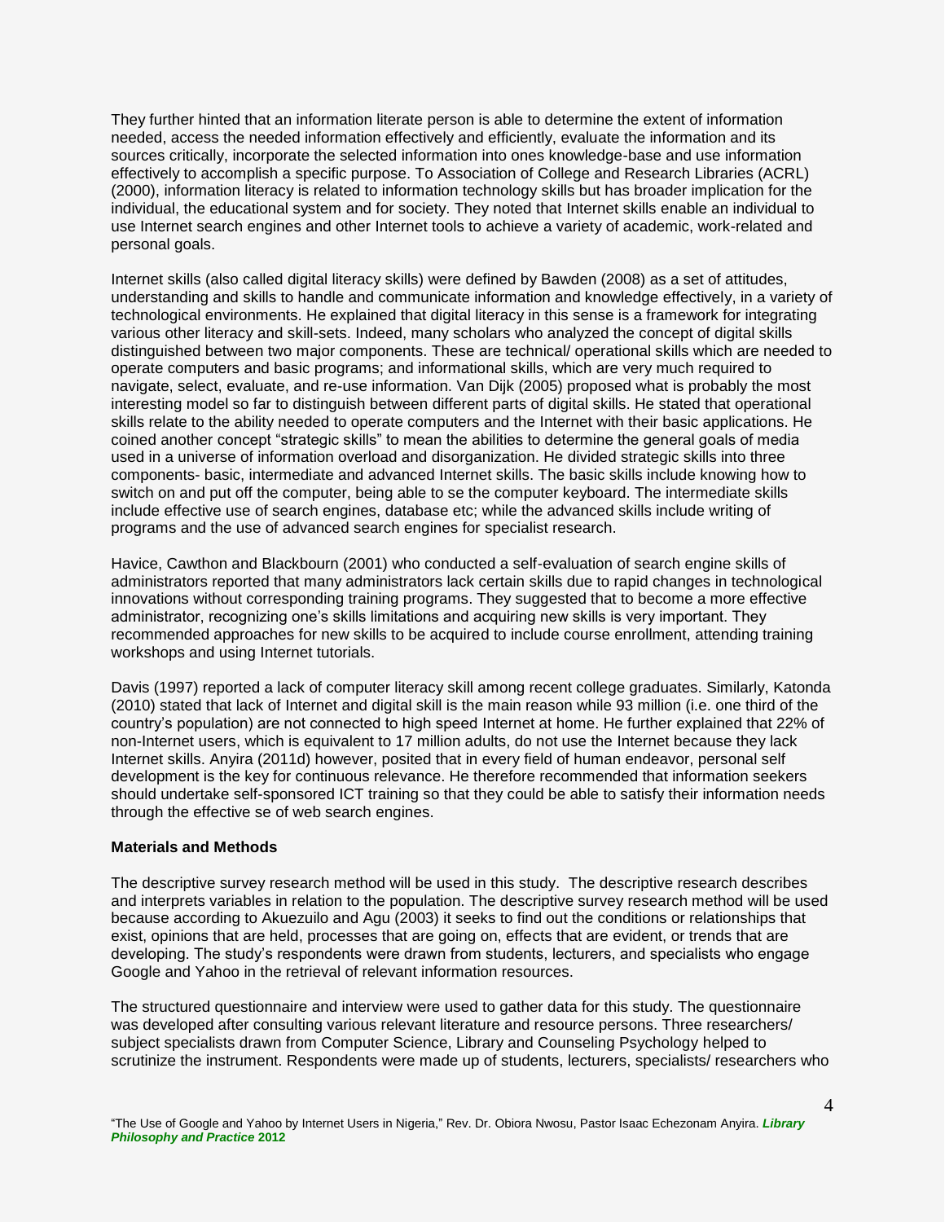They further hinted that an information literate person is able to determine the extent of information needed, access the needed information effectively and efficiently, evaluate the information and its sources critically, incorporate the selected information into ones knowledge-base and use information effectively to accomplish a specific purpose. To Association of College and Research Libraries (ACRL) (2000), information literacy is related to information technology skills but has broader implication for the individual, the educational system and for society. They noted that Internet skills enable an individual to use Internet search engines and other Internet tools to achieve a variety of academic, work-related and personal goals.

Internet skills (also called digital literacy skills) were defined by Bawden (2008) as a set of attitudes, understanding and skills to handle and communicate information and knowledge effectively, in a variety of technological environments. He explained that digital literacy in this sense is a framework for integrating various other literacy and skill-sets. Indeed, many scholars who analyzed the concept of digital skills distinguished between two major components. These are technical/ operational skills which are needed to operate computers and basic programs; and informational skills, which are very much required to navigate, select, evaluate, and re-use information. Van Dijk (2005) proposed what is probably the most interesting model so far to distinguish between different parts of digital skills. He stated that operational skills relate to the ability needed to operate computers and the Internet with their basic applications. He coined another concept "strategic skills" to mean the abilities to determine the general goals of media used in a universe of information overload and disorganization. He divided strategic skills into three components- basic, intermediate and advanced Internet skills. The basic skills include knowing how to switch on and put off the computer, being able to se the computer keyboard. The intermediate skills include effective use of search engines, database etc; while the advanced skills include writing of programs and the use of advanced search engines for specialist research.

Havice, Cawthon and Blackbourn (2001) who conducted a self-evaluation of search engine skills of administrators reported that many administrators lack certain skills due to rapid changes in technological innovations without corresponding training programs. They suggested that to become a more effective administrator, recognizing one's skills limitations and acquiring new skills is very important. They recommended approaches for new skills to be acquired to include course enrollment, attending training workshops and using Internet tutorials.

Davis (1997) reported a lack of computer literacy skill among recent college graduates. Similarly, Katonda (2010) stated that lack of Internet and digital skill is the main reason while 93 million (i.e. one third of the country's population) are not connected to high speed Internet at home. He further explained that 22% of non-Internet users, which is equivalent to 17 million adults, do not use the Internet because they lack Internet skills. Anyira (2011d) however, posited that in every field of human endeavor, personal self development is the key for continuous relevance. He therefore recommended that information seekers should undertake self-sponsored ICT training so that they could be able to satisfy their information needs through the effective se of web search engines.

**Materials and Methods**

The descriptive survey research method will be used in this study. The descriptive research describes and interprets variables in relation to the population. The descriptive survey research method will be used because according to Akuezuilo and Agu (2003) it seeks to find out the conditions or relationships that exist, opinions that are held, processes that are going on, effects that are evident, or trends that are developing. The study's respondents were drawn from students, lecturers, and specialists who engage Google and Yahoo in the retrieval of relevant information resources.

The structured questionnaire and interview were used to gather data for this study. The questionnaire was developed after consulting various relevant literature and resource persons. Three researchers/ subject specialists drawn from Computer Science, Library and Counseling Psychology helped to scrutinize the instrument. Respondents were made up of students, lecturers, specialists/ researchers who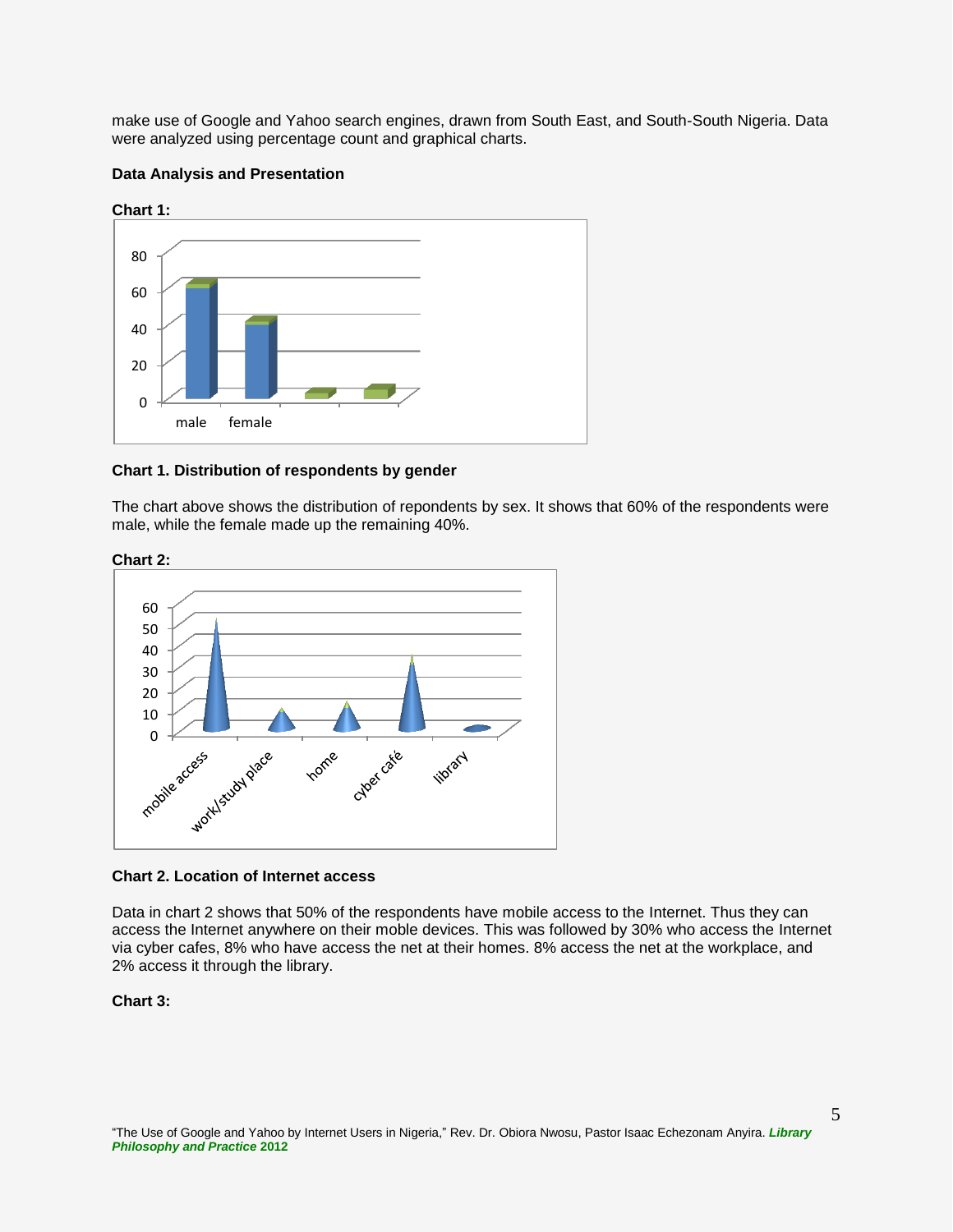make use of Google and Yahoo search engines, drawn from South East, and South-South Nigeria. Data were analyzed using percentage count and graphical charts.

**Data Analysis and Presentation**

**Chart 1:**

**Chart 1. Distribution of respondents by gender**

The chart above shows the distribution of repondents by sex. It shows that 60% of the respondents were male, while the female made up the remaining 40%.

**Chart 2:**

**Chart 2. Location of Internet access**

Data in chart 2 shows that 50% of the respondents have mobile access to the Internet. Thus they can access the Internet anywhere on their moble devices. This was followed by 30% who access the Internet via cyber cafes, 8% who have access the net at their homes. 8% access the net at the workplace, and 2% access it through the library.

**Chart 3:**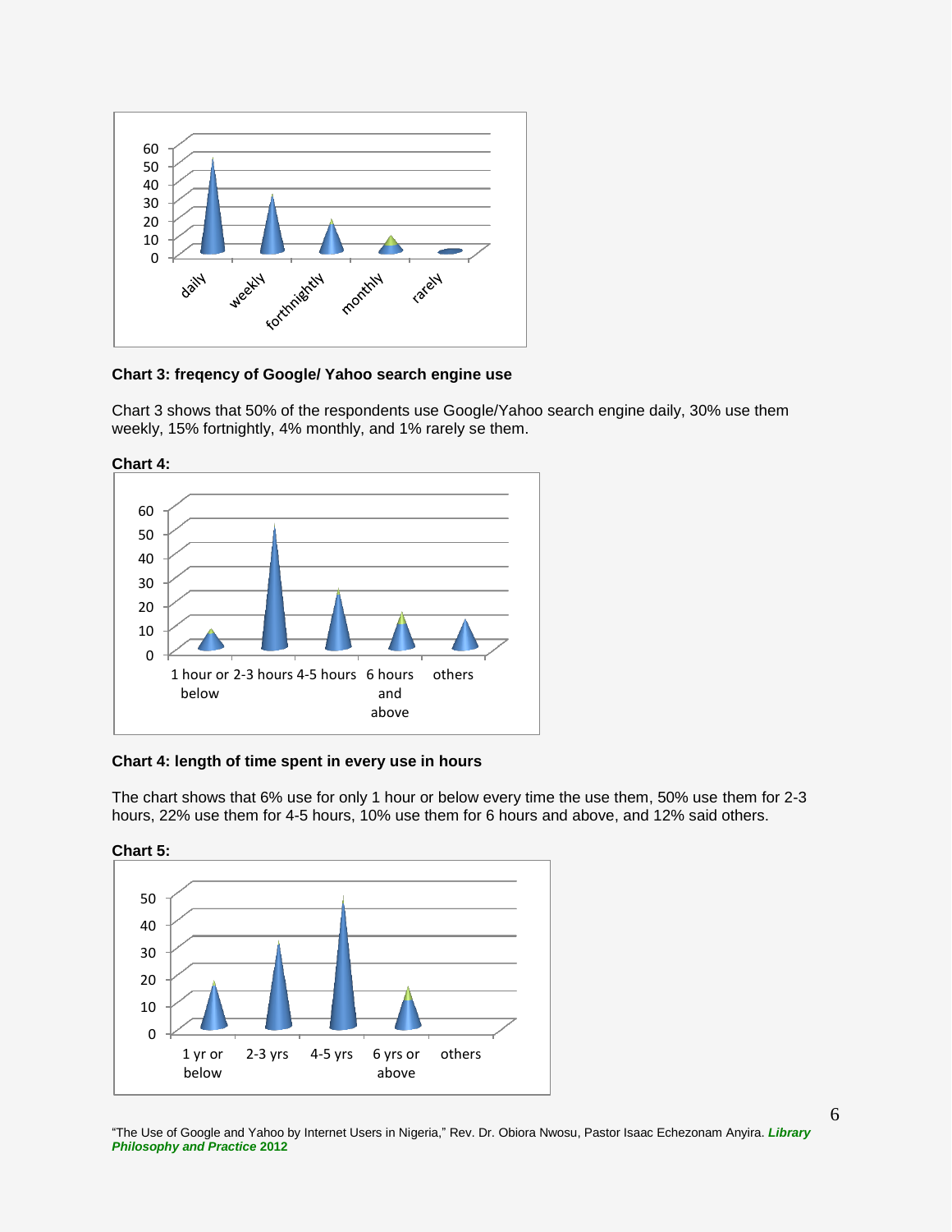**Chart 3: freqency of Google/ Yahoo search engine use**

Chart 3 shows that 50% of the respondents use Google/Yahoo search engine daily, 30% use them weekly, 15% fortnightly, 4% monthly, and 1% rarely se them.

**Chart 4:**

**Chart 4: length of time spent in every use in hours**

The chart shows that 6% use for only 1 hour or below every time the use them, 50% use them for 2-3 hours, 22% use them for 4-5 hours, 10% use them for 6 hours and above, and 12% said others.

**Chart 5:**

"The Use of Google and Yahoo by Internet Users in Nigeria," Rev. Dr. Obiora Nwosu, Pastor Isaac Echezonam Anyira. ***Library Philosophy and Practice*** **2012**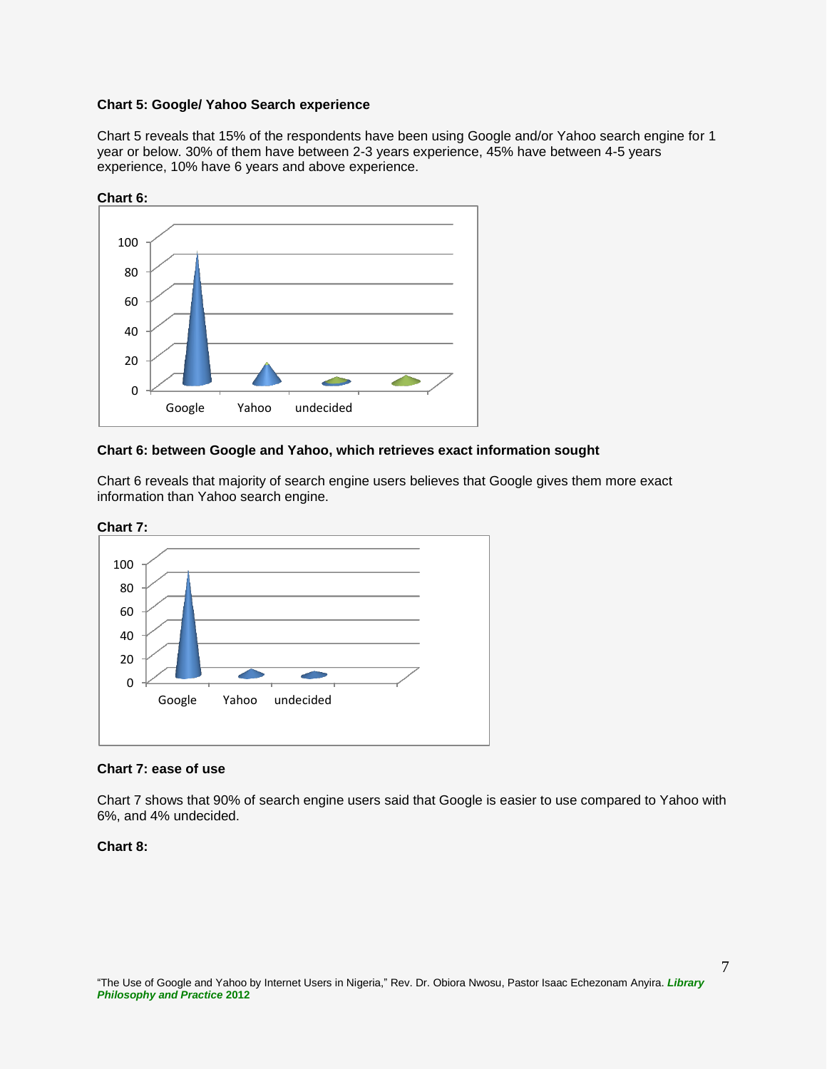**Chart 5: Google/ Yahoo Search experience**

Chart 5 reveals that 15% of the respondents have been using Google and/or Yahoo search engine for 1 year or below. 30% of them have between 2-3 years experience, 45% have between 4-5 years experience, 10% have 6 years and above experience.

**Chart 6:**

**Chart 6: between Google and Yahoo, which retrieves exact information sought**

Chart 6 reveals that majority of search engine users believes that Google gives them more exact information than Yahoo search engine.

**Chart 7:**

**Chart 7: ease of use**

Chart 7 shows that 90% of search engine users said that Google is easier to use compared to Yahoo with 6%, and 4% undecided.

**Chart 8:**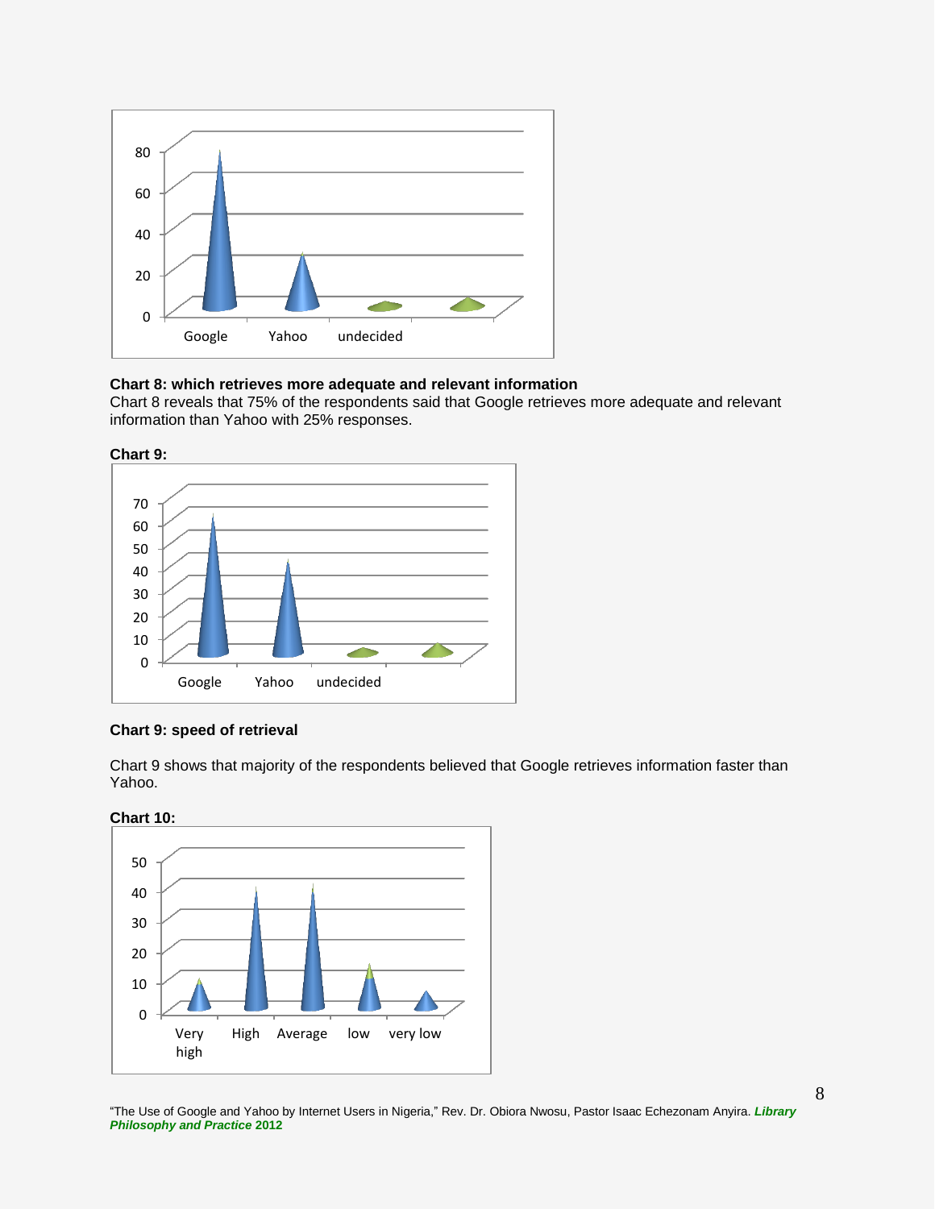**Chart 8: which retrieves more adequate and relevant information**
Chart 8 reveals that 75% of the respondents said that Google retrieves more adequate and relevant information than Yahoo with 25% responses.

**Chart 9:**

**Chart 9: speed of retrieval**

Chart 9 shows that majority of the respondents believed that Google retrieves information faster than Yahoo.

**Chart 10:**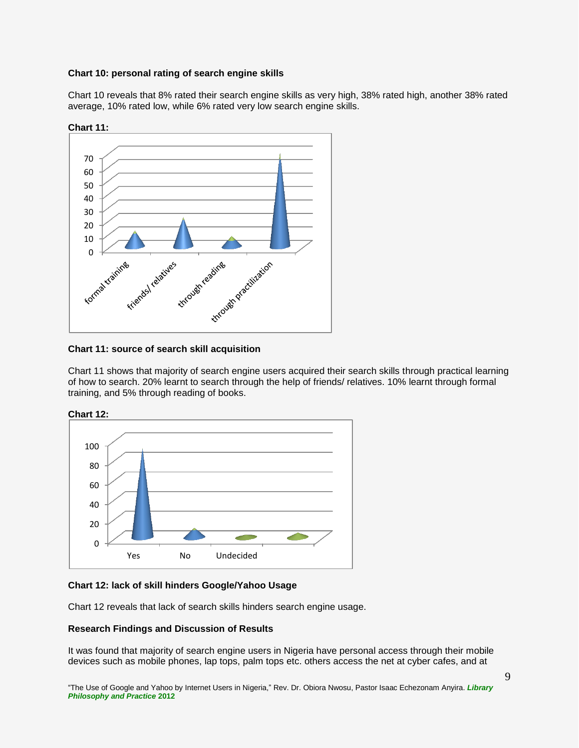**Chart 10: personal rating of search engine skills**

Chart 10 reveals that 8% rated their search engine skills as very high, 38% rated high, another 38% rated average, 10% rated low, while 6% rated very low search engine skills.

**Chart 11:**

**Chart 11: source of search skill acquisition**

Chart 11 shows that majority of search engine users acquired their search skills through practical learning of how to search. 20% learnt to search through the help of friends/ relatives. 10% learnt through formal training, and 5% through reading of books.

**Chart 12:**

**Chart 12: lack of skill hinders Google/Yahoo Usage**

Chart 12 reveals that lack of search skills hinders search engine usage.

**Research Findings and Discussion of Results**

It was found that majority of search engine users in Nigeria have personal access through their mobile devices such as mobile phones, lap tops, palm tops etc. others access the net at cyber cafes, and at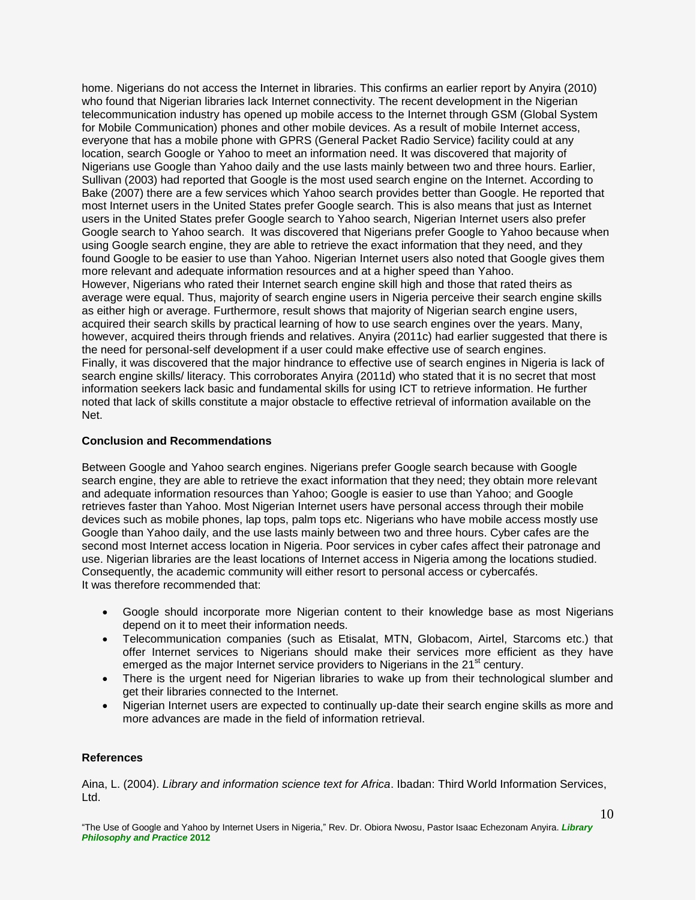home. Nigerians do not access the Internet in libraries. This confirms an earlier report by Anyira (2010) who found that Nigerian libraries lack Internet connectivity. The recent development in the Nigerian telecommunication industry has opened up mobile access to the Internet through GSM (Global System for Mobile Communication) phones and other mobile devices. As a result of mobile Internet access, everyone that has a mobile phone with GPRS (General Packet Radio Service) facility could at any location, search Google or Yahoo to meet an information need. It was discovered that majority of Nigerians use Google than Yahoo daily and the use lasts mainly between two and three hours. Earlier, Sullivan (2003) had reported that Google is the most used search engine on the Internet. According to Bake (2007) there are a few services which Yahoo search provides better than Google. He reported that most Internet users in the United States prefer Google search. This is also means that just as Internet users in the United States prefer Google search to Yahoo search, Nigerian Internet users also prefer Google search to Yahoo search. It was discovered that Nigerians prefer Google to Yahoo because when using Google search engine, they are able to retrieve the exact information that they need, and they found Google to be easier to use than Yahoo. Nigerian Internet users also noted that Google gives them more relevant and adequate information resources and at a higher speed than Yahoo.

However, Nigerians who rated their Internet search engine skill high and those that rated theirs as average were equal. Thus, majority of search engine users in Nigeria perceive their search engine skills as either high or average. Furthermore, result shows that majority of Nigerian search engine users, acquired their search skills by practical learning of how to use search engines over the years. Many, however, acquired theirs through friends and relatives. Anyira (2011c) had earlier suggested that there is the need for personal-self development if a user could make effective use of search engines.

Finally, it was discovered that the major hindrance to effective use of search engines in Nigeria is lack of search engine skills/ literacy. This corroborates Anyira (2011d) who stated that it is no secret that most information seekers lack basic and fundamental skills for using ICT to retrieve information. He further noted that lack of skills constitute a major obstacle to effective retrieval of information available on the Net.

**Conclusion and Recommendations**

Between Google and Yahoo search engines. Nigerians prefer Google search because with Google search engine, they are able to retrieve the exact information that they need; they obtain more relevant and adequate information resources than Yahoo; Google is easier to use than Yahoo; and Google retrieves faster than Yahoo. Most Nigerian Internet users have personal access through their mobile devices such as mobile phones, lap tops, palm tops etc. Nigerians who have mobile access mostly use Google than Yahoo daily, and the use lasts mainly between two and three hours. Cyber cafes are the second most Internet access location in Nigeria. Poor services in cyber cafes affect their patronage and use. Nigerian libraries are the least locations of Internet access in Nigeria among the locations studied. Consequently, the academic community will either resort to personal access or cybercafés.

It was therefore recommended that:

- Google should incorporate more Nigerian content to their knowledge base as most Nigerians depend on it to meet their information needs.
- Telecommunication companies (such as Etisalat, MTN, Globacom, Airtel, Starcoms etc.) that offer Internet services to Nigerians should make their services more efficient as they have emerged as the major Internet service providers to Nigerians in the 21st century.
- There is the urgent need for Nigerian libraries to wake up from their technological slumber and get their libraries connected to the Internet.
- Nigerian Internet users are expected to continually up-date their search engine skills as more and more advances are made in the field of information retrieval.

**References**

Aina, L. (2004). *Library and information science text for Africa*. Ibadan: Third World Information Services, Ltd.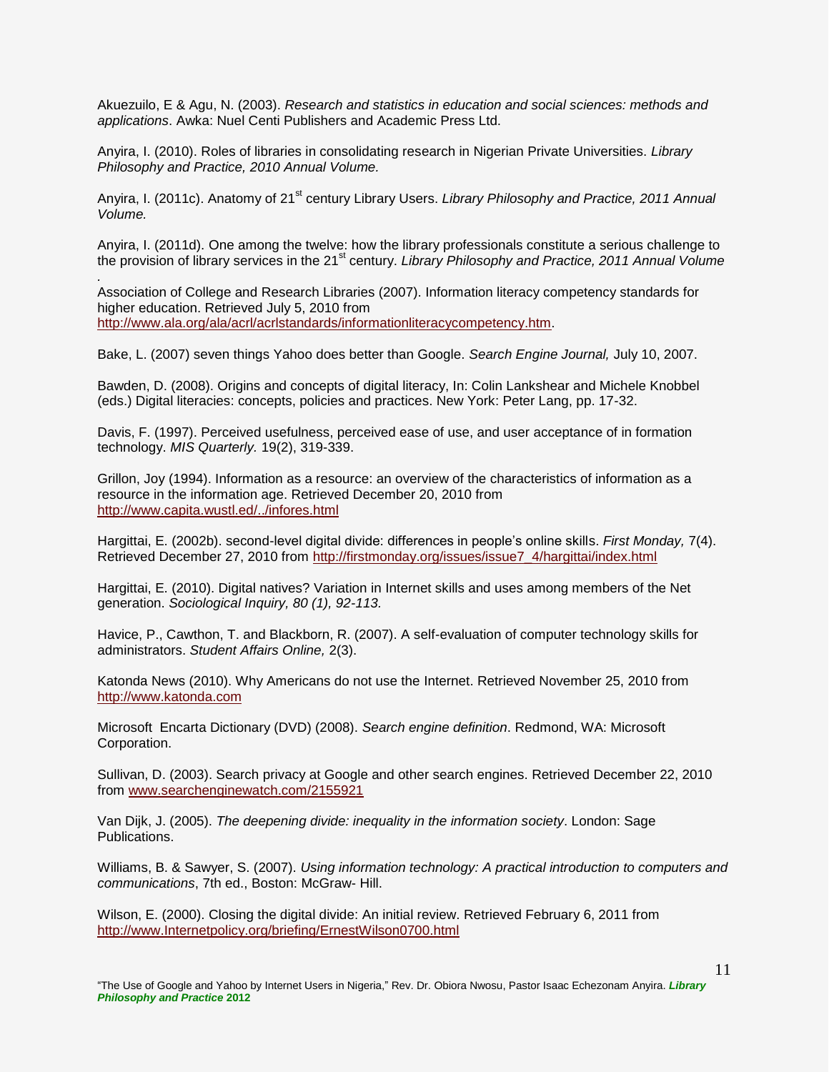Akuezuilo, E & Agu, N. (2003). *Research and statistics in education and social sciences: methods and applications*. Awka: Nuel Centi Publishers and Academic Press Ltd.

Anyira, I. (2010). Roles of libraries in consolidating research in Nigerian Private Universities. *Library Philosophy and Practice, 2010 Annual Volume.*

Anyira, I. (2011c). Anatomy of 21st century Library Users. *Library Philosophy and Practice, 2011 Annual Volume.*

Anyira, I. (2011d). One among the twelve: how the library professionals constitute a serious challenge to the provision of library services in the 21st century. *Library Philosophy and Practice, 2011 Annual Volume*
.
Association of College and Research Libraries (2007). Information literacy competency standards for higher education. Retrieved July 5, 2010 from http://www.ala.org/ala/acrl/acrlstandards/informationliteracycompetency.htm.

Bake, L. (2007) seven things Yahoo does better than Google. *Search Engine Journal,* July 10, 2007.

Bawden, D. (2008). Origins and concepts of digital literacy, In: Colin Lankshear and Michele Knobbel (eds.) Digital literacies: concepts, policies and practices. New York: Peter Lang, pp. 17-32.

Davis, F. (1997). Perceived usefulness, perceived ease of use, and user acceptance of in formation technology. *MIS Quarterly.* 19(2), 319-339.

Grillon, Joy (1994). Information as a resource: an overview of the characteristics of information as a resource in the information age. Retrieved December 20, 2010 from http://www.capita.wustl.ed/../infores.html

Hargittai, E. (2002b). second-level digital divide: differences in people's online skills. *First Monday,* 7(4). Retrieved December 27, 2010 from http://firstmonday.org/issues/issue7_4/hargittai/index.html

Hargittai, E. (2010). Digital natives? Variation in Internet skills and uses among members of the Net generation. *Sociological Inquiry, 80 (1), 92-113.*

Havice, P., Cawthon, T. and Blackborn, R. (2007). A self-evaluation of computer technology skills for administrators. *Student Affairs Online,* 2(3).

Katonda News (2010). Why Americans do not use the Internet. Retrieved November 25, 2010 from http://www.katonda.com

Microsoft Encarta Dictionary (DVD) (2008). *Search engine definition*. Redmond, WA: Microsoft Corporation.

Sullivan, D. (2003). Search privacy at Google and other search engines. Retrieved December 22, 2010 from www.searchenginewatch.com/2155921

Van Dijk, J. (2005). *The deepening divide: inequality in the information society*. London: Sage Publications.

Williams, B. & Sawyer, S. (2007). *Using information technology: A practical introduction to computers and communications*, 7th ed., Boston: McGraw- Hill.

Wilson, E. (2000). Closing the digital divide: An initial review. Retrieved February 6, 2011 from http://www.Internetpolicy.org/briefing/ErnestWilson0700.html